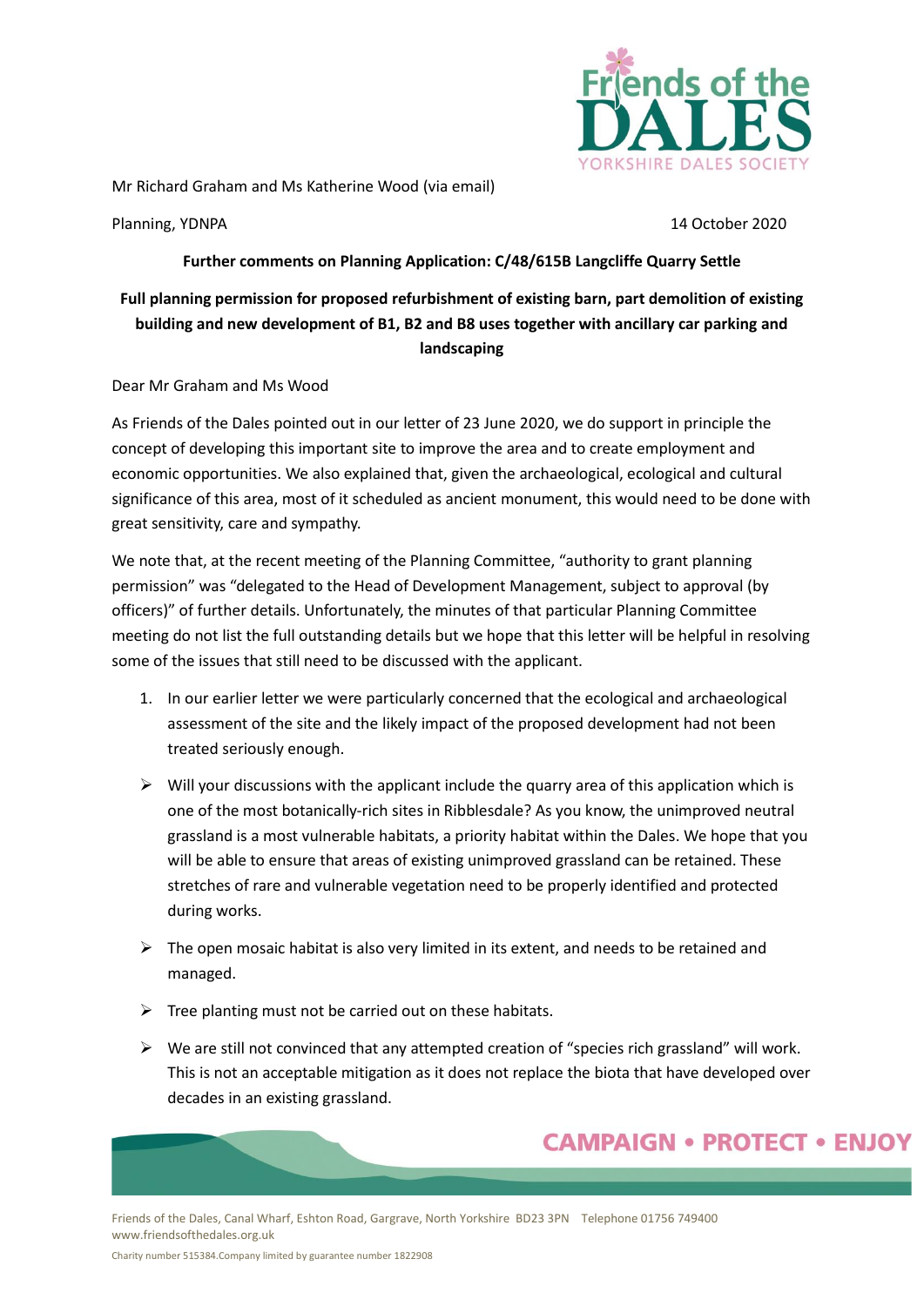Mr Richard Graham and Ms Katherine Wood (via email)

Planning, YDNPA

14 October 2020

**Further comments on Planning Application: C/48/615B Langcliffe Quarry Settle**

**Full planning permission for proposed refurbishment of existing barn, part demolition of existing building and new development of B1, B2 and B8 uses together with ancillary car parking and landscaping**

Dear Mr Graham and Ms Wood

As Friends of the Dales pointed out in our letter of 23 June 2020, we do support in principle the concept of developing this important site to improve the area and to create employment and economic opportunities. We also explained that, given the archaeological, ecological and cultural significance of this area, most of it scheduled as ancient monument, this would need to be done with great sensitivity, care and sympathy.

We note that, at the recent meeting of the Planning Committee, "authority to grant planning permission" was "delegated to the Head of Development Management, subject to approval (by officers)" of further details. Unfortunately, the minutes of that particular Planning Committee meeting do not list the full outstanding details but we hope that this letter will be helpful in resolving some of the issues that still need to be discussed with the applicant.

1. In our earlier letter we were particularly concerned that the ecological and archaeological assessment of the site and the likely impact of the proposed development had not been treated seriously enough.

- Will your discussions with the applicant include the quarry area of this application which is one of the most botanically-rich sites in Ribblesdale? As you know, the unimproved neutral grassland is a most vulnerable habitats, a priority habitat within the Dales. We hope that you will be able to ensure that areas of existing unimproved grassland can be retained. These stretches of rare and vulnerable vegetation need to be properly identified and protected during works.
- The open mosaic habitat is also very limited in its extent, and needs to be retained and managed.
- Tree planting must not be carried out on these habitats.
- We are still not convinced that any attempted creation of "species rich grassland" will work. This is not an acceptable mitigation as it does not replace the biota that have developed over decades in an existing grassland.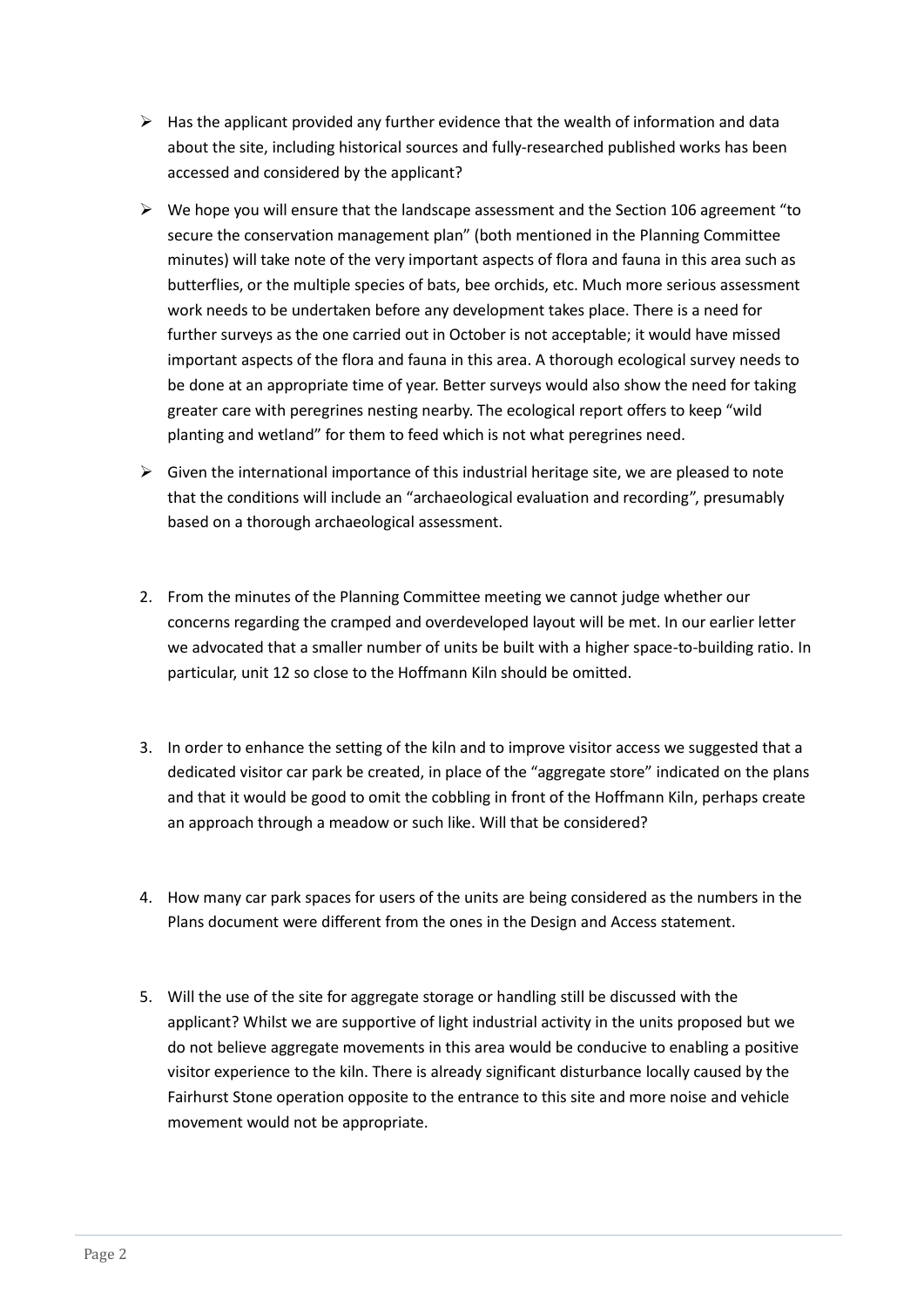- Has the applicant provided any further evidence that the wealth of information and data about the site, including historical sources and fully-researched published works has been accessed and considered by the applicant?
- We hope you will ensure that the landscape assessment and the Section 106 agreement "to secure the conservation management plan" (both mentioned in the Planning Committee minutes) will take note of the very important aspects of flora and fauna in this area such as butterflies, or the multiple species of bats, bee orchids, etc. Much more serious assessment work needs to be undertaken before any development takes place. There is a need for further surveys as the one carried out in October is not acceptable; it would have missed important aspects of the flora and fauna in this area. A thorough ecological survey needs to be done at an appropriate time of year. Better surveys would also show the need for taking greater care with peregrines nesting nearby. The ecological report offers to keep "wild planting and wetland" for them to feed which is not what peregrines need.
- Given the international importance of this industrial heritage site, we are pleased to note that the conditions will include an "archaeological evaluation and recording", presumably based on a thorough archaeological assessment.

2. From the minutes of the Planning Committee meeting we cannot judge whether our concerns regarding the cramped and overdeveloped layout will be met. In our earlier letter we advocated that a smaller number of units be built with a higher space-to-building ratio. In particular, unit 12 so close to the Hoffmann Kiln should be omitted.

3. In order to enhance the setting of the kiln and to improve visitor access we suggested that a dedicated visitor car park be created, in place of the "aggregate store" indicated on the plans and that it would be good to omit the cobbling in front of the Hoffmann Kiln, perhaps create an approach through a meadow or such like. Will that be considered?

4. How many car park spaces for users of the units are being considered as the numbers in the Plans document were different from the ones in the Design and Access statement.

5. Will the use of the site for aggregate storage or handling still be discussed with the applicant? Whilst we are supportive of light industrial activity in the units proposed but we do not believe aggregate movements in this area would be conducive to enabling a positive visitor experience to the kiln. There is already significant disturbance locally caused by the Fairhurst Stone operation opposite to the entrance to this site and more noise and vehicle movement would not be appropriate.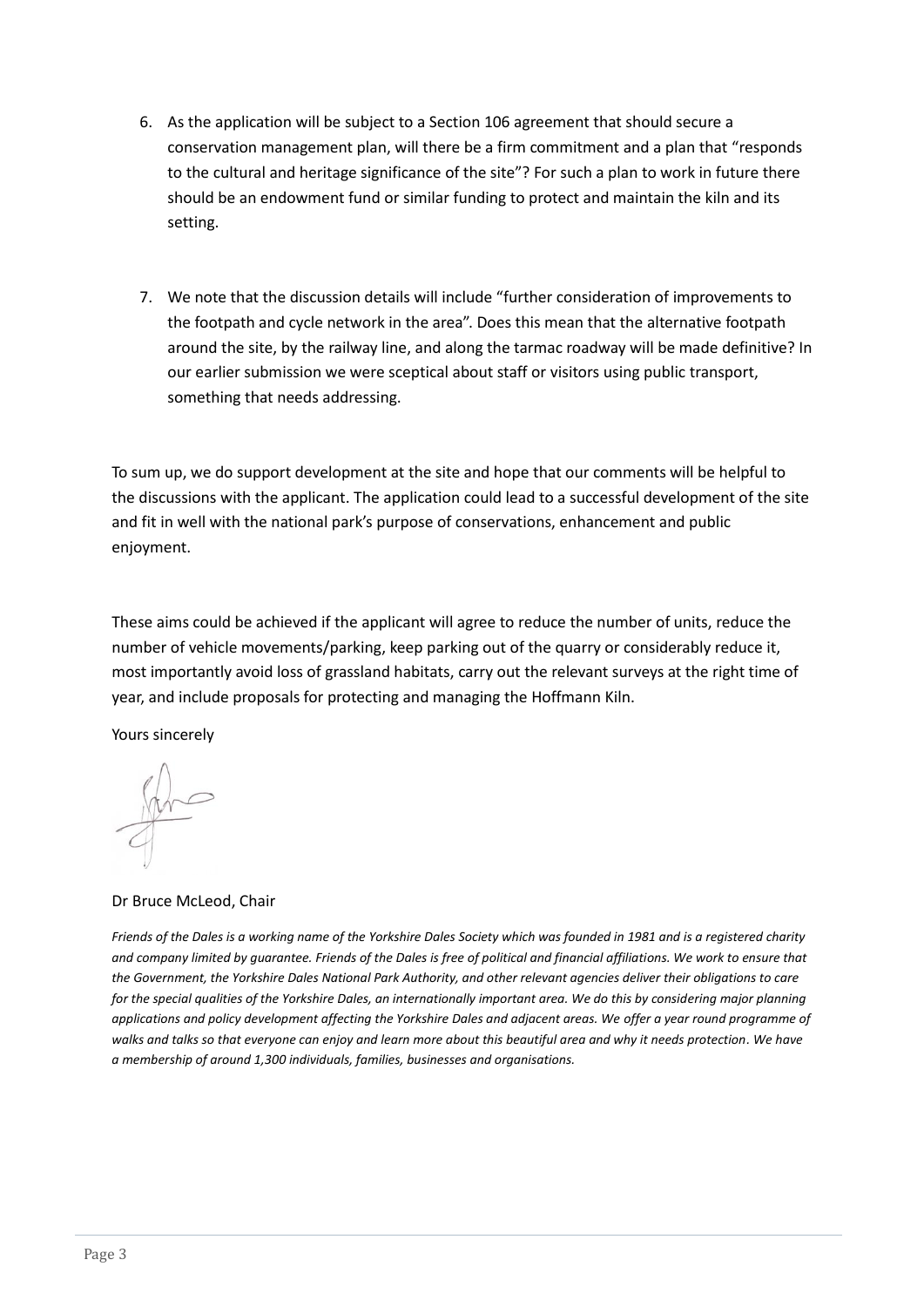6. As the application will be subject to a Section 106 agreement that should secure a conservation management plan, will there be a firm commitment and a plan that "responds to the cultural and heritage significance of the site"? For such a plan to work in future there should be an endowment fund or similar funding to protect and maintain the kiln and its setting.

7. We note that the discussion details will include "further consideration of improvements to the footpath and cycle network in the area". Does this mean that the alternative footpath around the site, by the railway line, and along the tarmac roadway will be made definitive? In our earlier submission we were sceptical about staff or visitors using public transport, something that needs addressing.

To sum up, we do support development at the site and hope that our comments will be helpful to the discussions with the applicant. The application could lead to a successful development of the site and fit in well with the national park's purpose of conservations, enhancement and public enjoyment.

These aims could be achieved if the applicant will agree to reduce the number of units, reduce the number of vehicle movements/parking, keep parking out of the quarry or considerably reduce it, most importantly avoid loss of grassland habitats, carry out the relevant surveys at the right time of year, and include proposals for protecting and managing the Hoffmann Kiln.

Yours sincerely

Dr Bruce McLeod, Chair

*Friends of the Dales is a working name of the Yorkshire Dales Society which was founded in 1981 and is a registered charity and company limited by guarantee. Friends of the Dales is free of political and financial affiliations. We work to ensure that the Government, the Yorkshire Dales National Park Authority, and other relevant agencies deliver their obligations to care for the special qualities of the Yorkshire Dales, an internationally important area. We do this by considering major planning applications and policy development affecting the Yorkshire Dales and adjacent areas. We offer a year round programme of walks and talks so that everyone can enjoy and learn more about this beautiful area and why it needs protection. We have a membership of around 1,300 individuals, families, businesses and organisations.*